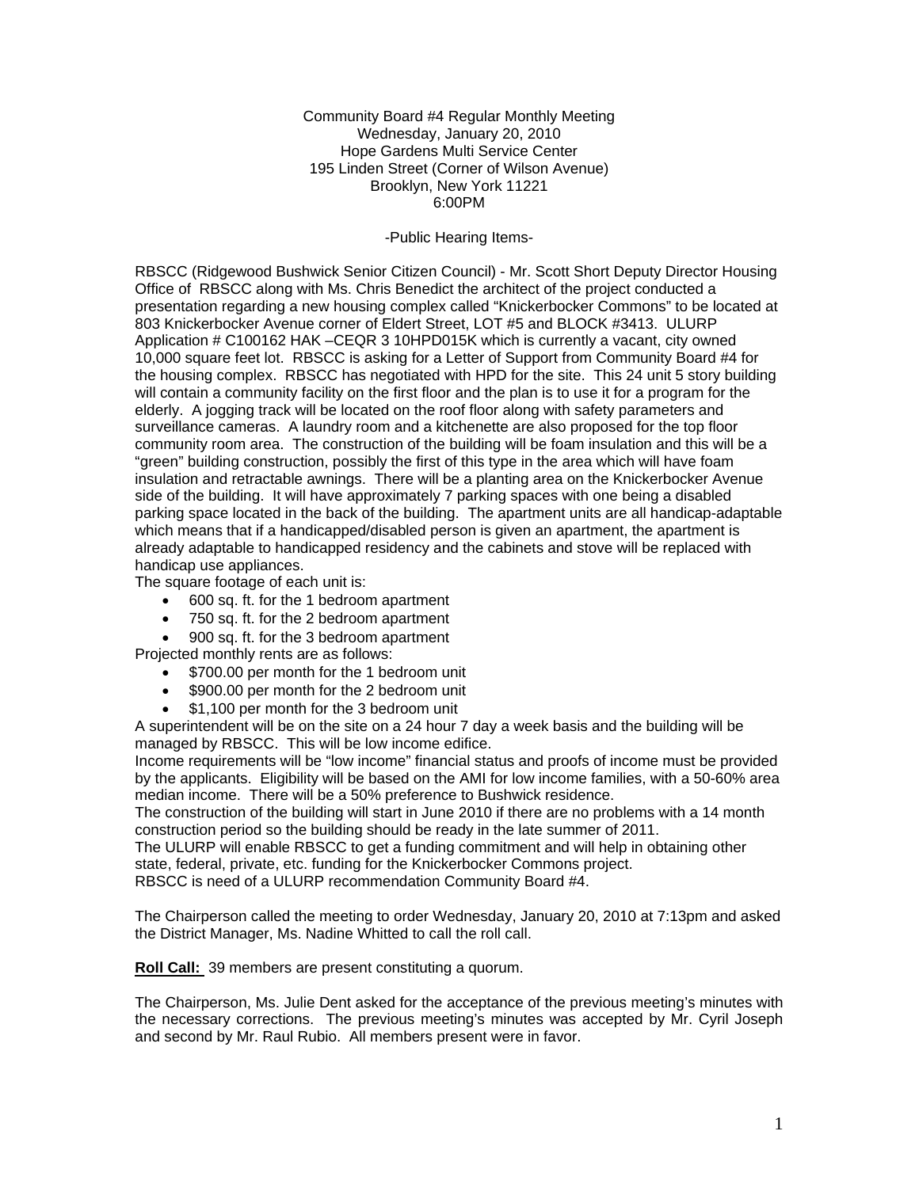Community Board #4 Regular Monthly Meeting
Wednesday, January 20, 2010
Hope Gardens Multi Service Center
195 Linden Street (Corner of Wilson Avenue)
Brooklyn, New York 11221
6:00PM

-Public Hearing Items-

RBSCC (Ridgewood Bushwick Senior Citizen Council) - Mr. Scott Short Deputy Director Housing Office of RBSCC along with Ms. Chris Benedict the architect of the project conducted a presentation regarding a new housing complex called "Knickerbocker Commons" to be located at 803 Knickerbocker Avenue corner of Eldert Street, LOT #5 and BLOCK #3413. ULURP Application # C100162 HAK –CEQR 3 10HPD015K which is currently a vacant, city owned 10,000 square feet lot. RBSCC is asking for a Letter of Support from Community Board #4 for the housing complex. RBSCC has negotiated with HPD for the site. This 24 unit 5 story building will contain a community facility on the first floor and the plan is to use it for a program for the elderly. A jogging track will be located on the roof floor along with safety parameters and surveillance cameras. A laundry room and a kitchenette are also proposed for the top floor community room area. The construction of the building will be foam insulation and this will be a "green" building construction, possibly the first of this type in the area which will have foam insulation and retractable awnings. There will be a planting area on the Knickerbocker Avenue side of the building. It will have approximately 7 parking spaces with one being a disabled parking space located in the back of the building. The apartment units are all handicap-adaptable which means that if a handicapped/disabled person is given an apartment, the apartment is already adaptable to handicapped residency and the cabinets and stove will be replaced with handicap use appliances.

The square footage of each unit is:

- 600 sq. ft. for the 1 bedroom apartment
- 750 sq. ft. for the 2 bedroom apartment
- 900 sq. ft. for the 3 bedroom apartment

Projected monthly rents are as follows:

- $700.00 per month for the 1 bedroom unit
- $900.00 per month for the 2 bedroom unit
- $1,100 per month for the 3 bedroom unit

A superintendent will be on the site on a 24 hour 7 day a week basis and the building will be managed by RBSCC. This will be low income edifice.

Income requirements will be "low income" financial status and proofs of income must be provided by the applicants. Eligibility will be based on the AMI for low income families, with a 50-60% area median income. There will be a 50% preference to Bushwick residence.

The construction of the building will start in June 2010 if there are no problems with a 14 month construction period so the building should be ready in the late summer of 2011.

The ULURP will enable RBSCC to get a funding commitment and will help in obtaining other state, federal, private, etc. funding for the Knickerbocker Commons project.

RBSCC is need of a ULURP recommendation Community Board #4.

The Chairperson called the meeting to order Wednesday, January 20, 2010 at 7:13pm and asked the District Manager, Ms. Nadine Whitted to call the roll call.

**Roll Call:** 39 members are present constituting a quorum.

The Chairperson, Ms. Julie Dent asked for the acceptance of the previous meeting's minutes with the necessary corrections. The previous meeting's minutes was accepted by Mr. Cyril Joseph and second by Mr. Raul Rubio. All members present were in favor.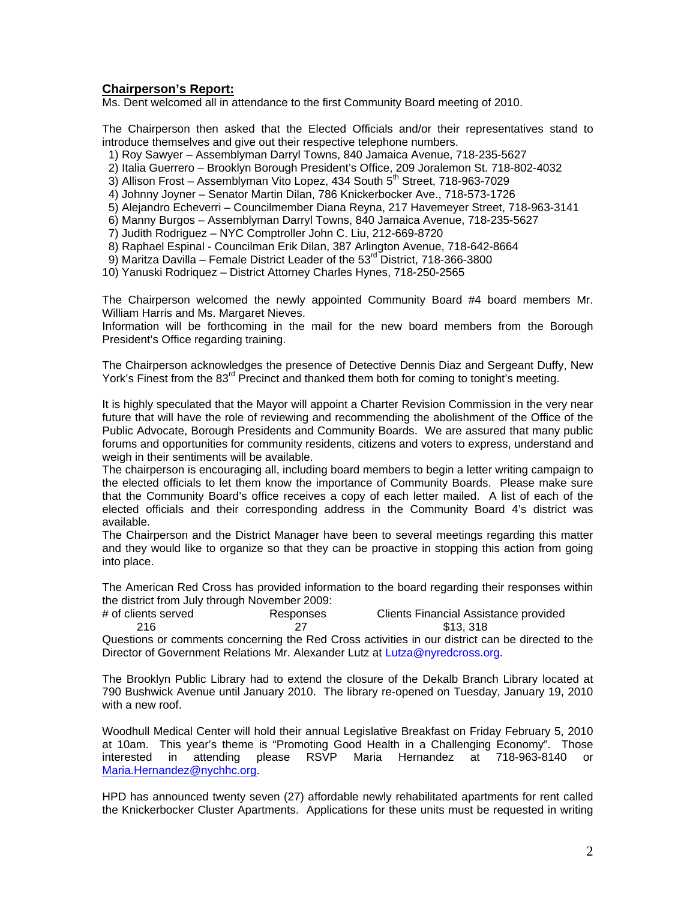**Chairperson's Report:**

Ms. Dent welcomed all in attendance to the first Community Board meeting of 2010.

The Chairperson then asked that the Elected Officials and/or their representatives stand to introduce themselves and give out their respective telephone numbers.

1) Roy Sawyer – Assemblyman Darryl Towns, 840 Jamaica Avenue, 718-235-5627
2) Italia Guerrero – Brooklyn Borough President's Office, 209 Joralemon St. 718-802-4032
3) Allison Frost – Assemblyman Vito Lopez, 434 South 5th Street, 718-963-7029
4) Johnny Joyner – Senator Martin Dilan, 786 Knickerbocker Ave., 718-573-1726
5) Alejandro Echeverri – Councilmember Diana Reyna, 217 Havemeyer Street, 718-963-3141
6) Manny Burgos – Assemblyman Darryl Towns, 840 Jamaica Avenue, 718-235-5627
7) Judith Rodriguez – NYC Comptroller John C. Liu, 212-669-8720
8) Raphael Espinal - Councilman Erik Dilan, 387 Arlington Avenue, 718-642-8664
9) Maritza Davilla – Female District Leader of the 53rd District, 718-366-3800
10) Yanuski Rodriquez – District Attorney Charles Hynes, 718-250-2565

The Chairperson welcomed the newly appointed Community Board #4 board members Mr. William Harris and Ms. Margaret Nieves.
Information will be forthcoming in the mail for the new board members from the Borough President's Office regarding training.

The Chairperson acknowledges the presence of Detective Dennis Diaz and Sergeant Duffy, New York's Finest from the 83rd Precinct and thanked them both for coming to tonight's meeting.

It is highly speculated that the Mayor will appoint a Charter Revision Commission in the very near future that will have the role of reviewing and recommending the abolishment of the Office of the Public Advocate, Borough Presidents and Community Boards. We are assured that many public forums and opportunities for community residents, citizens and voters to express, understand and weigh in their sentiments will be available.
The chairperson is encouraging all, including board members to begin a letter writing campaign to the elected officials to let them know the importance of Community Boards. Please make sure that the Community Board's office receives a copy of each letter mailed. A list of each of the elected officials and their corresponding address in the Community Board 4's district was available.
The Chairperson and the District Manager have been to several meetings regarding this matter and they would like to organize so that they can be proactive in stopping this action from going into place.

The American Red Cross has provided information to the board regarding their responses within the district from July through November 2009:

| # of clients served | Responses | Clients Financial Assistance provided |
|---|---|---|
| 216 | 27 | $13, 318 |

Questions or comments concerning the Red Cross activities in our district can be directed to the Director of Government Relations Mr. Alexander Lutz at Lutza@nyredcross.org.

The Brooklyn Public Library had to extend the closure of the Dekalb Branch Library located at 790 Bushwick Avenue until January 2010. The library re-opened on Tuesday, January 19, 2010 with a new roof.

Woodhull Medical Center will hold their annual Legislative Breakfast on Friday February 5, 2010 at 10am. This year's theme is "Promoting Good Health in a Challenging Economy". Those interested in attending please RSVP Maria Hernandez at 718-963-8140 or Maria.Hernandez@nychhc.org.

HPD has announced twenty seven (27) affordable newly rehabilitated apartments for rent called the Knickerbocker Cluster Apartments. Applications for these units must be requested in writing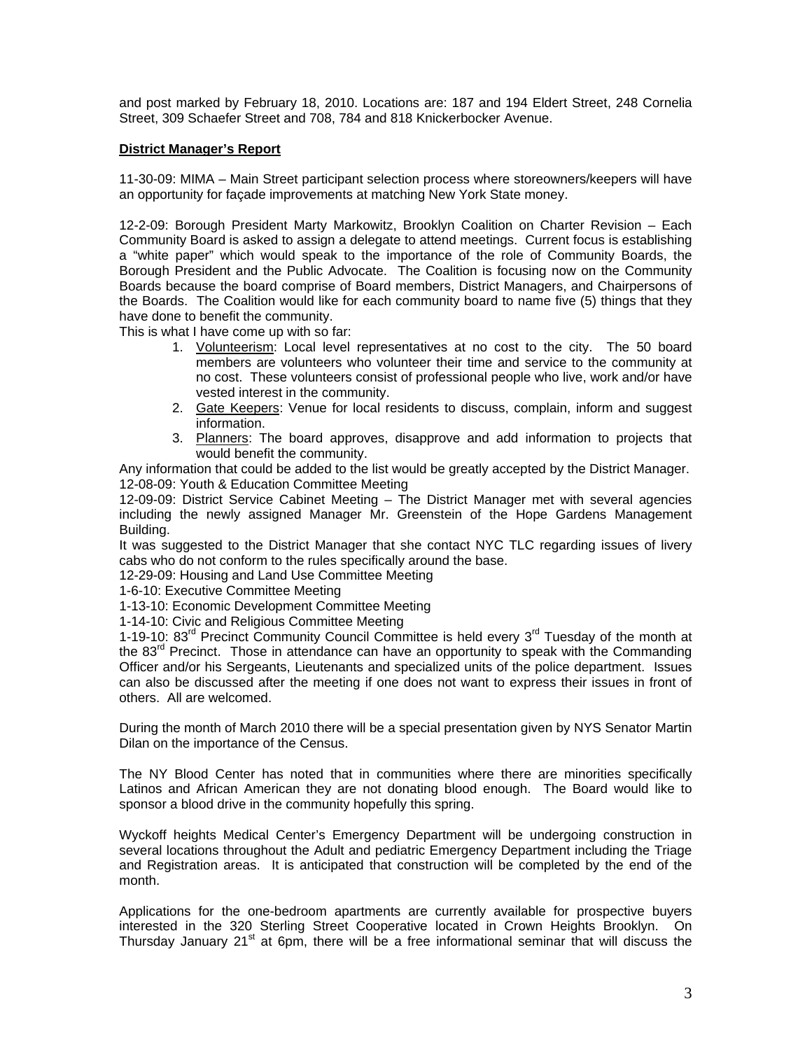and post marked by February 18, 2010. Locations are: 187 and 194 Eldert Street, 248 Cornelia Street, 309 Schaefer Street and 708, 784 and 818 Knickerbocker Avenue.

**District Manager's Report**

11-30-09: MIMA – Main Street participant selection process where storeowners/keepers will have an opportunity for façade improvements at matching New York State money.

12-2-09: Borough President Marty Markowitz, Brooklyn Coalition on Charter Revision – Each Community Board is asked to assign a delegate to attend meetings. Current focus is establishing a "white paper" which would speak to the importance of the role of Community Boards, the Borough President and the Public Advocate. The Coalition is focusing now on the Community Boards because the board comprise of Board members, District Managers, and Chairpersons of the Boards. The Coalition would like for each community board to name five (5) things that they have done to benefit the community.
This is what I have come up with so far:

1. Volunteerism: Local level representatives at no cost to the city. The 50 board members are volunteers who volunteer their time and service to the community at no cost. These volunteers consist of professional people who live, work and/or have vested interest in the community.
2. Gate Keepers: Venue for local residents to discuss, complain, inform and suggest information.
3. Planners: The board approves, disapprove and add information to projects that would benefit the community.

Any information that could be added to the list would be greatly accepted by the District Manager.
12-08-09: Youth & Education Committee Meeting
12-09-09: District Service Cabinet Meeting – The District Manager met with several agencies including the newly assigned Manager Mr. Greenstein of the Hope Gardens Management Building.
It was suggested to the District Manager that she contact NYC TLC regarding issues of livery cabs who do not conform to the rules specifically around the base.
12-29-09: Housing and Land Use Committee Meeting
1-6-10: Executive Committee Meeting
1-13-10: Economic Development Committee Meeting
1-14-10: Civic and Religious Committee Meeting
1-19-10: 83rd Precinct Community Council Committee is held every 3rd Tuesday of the month at the 83rd Precinct. Those in attendance can have an opportunity to speak with the Commanding Officer and/or his Sergeants, Lieutenants and specialized units of the police department. Issues can also be discussed after the meeting if one does not want to express their issues in front of others. All are welcomed.

During the month of March 2010 there will be a special presentation given by NYS Senator Martin Dilan on the importance of the Census.

The NY Blood Center has noted that in communities where there are minorities specifically Latinos and African American they are not donating blood enough. The Board would like to sponsor a blood drive in the community hopefully this spring.

Wyckoff heights Medical Center's Emergency Department will be undergoing construction in several locations throughout the Adult and pediatric Emergency Department including the Triage and Registration areas. It is anticipated that construction will be completed by the end of the month.

Applications for the one-bedroom apartments are currently available for prospective buyers interested in the 320 Sterling Street Cooperative located in Crown Heights Brooklyn. On Thursday January 21st at 6pm, there will be a free informational seminar that will discuss the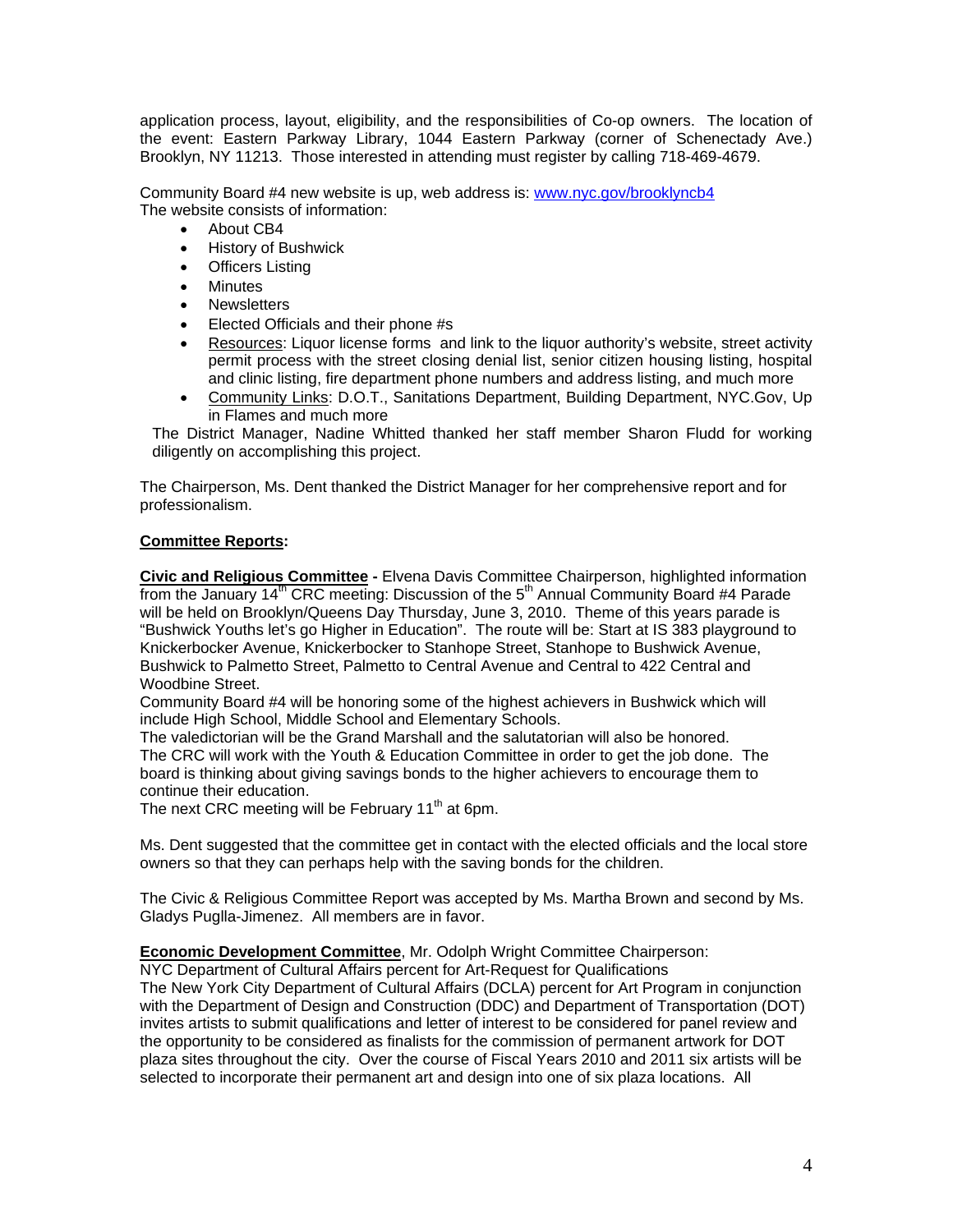application process, layout, eligibility, and the responsibilities of Co-op owners. The location of the event: Eastern Parkway Library, 1044 Eastern Parkway (corner of Schenectady Ave.) Brooklyn, NY 11213. Those interested in attending must register by calling 718-469-4679.

Community Board #4 new website is up, web address is: www.nyc.gov/brooklyncb4
The website consists of information:

- About CB4
- History of Bushwick
- Officers Listing
- Minutes
- Newsletters
- Elected Officials and their phone #s
- Resources: Liquor license forms and link to the liquor authority's website, street activity permit process with the street closing denial list, senior citizen housing listing, hospital and clinic listing, fire department phone numbers and address listing, and much more
- Community Links: D.O.T., Sanitations Department, Building Department, NYC.Gov, Up in Flames and much more

The District Manager, Nadine Whitted thanked her staff member Sharon Fludd for working diligently on accomplishing this project.

The Chairperson, Ms. Dent thanked the District Manager for her comprehensive report and for professionalism.

**Committee Reports:**

**Civic and Religious Committee -** Elvena Davis Committee Chairperson, highlighted information from the January 14th CRC meeting: Discussion of the 5th Annual Community Board #4 Parade will be held on Brooklyn/Queens Day Thursday, June 3, 2010. Theme of this years parade is "Bushwick Youths let's go Higher in Education". The route will be: Start at IS 383 playground to Knickerbocker Avenue, Knickerbocker to Stanhope Street, Stanhope to Bushwick Avenue, Bushwick to Palmetto Street, Palmetto to Central Avenue and Central to 422 Central and Woodbine Street.
Community Board #4 will be honoring some of the highest achievers in Bushwick which will include High School, Middle School and Elementary Schools.
The valedictorian will be the Grand Marshall and the salutatorian will also be honored.
The CRC will work with the Youth & Education Committee in order to get the job done. The board is thinking about giving savings bonds to the higher achievers to encourage them to continue their education.
The next CRC meeting will be February 11th at 6pm.

Ms. Dent suggested that the committee get in contact with the elected officials and the local store owners so that they can perhaps help with the saving bonds for the children.

The Civic & Religious Committee Report was accepted by Ms. Martha Brown and second by Ms. Gladys Puglla-Jimenez. All members are in favor.

**Economic Development Committee**, Mr. Odolph Wright Committee Chairperson:
NYC Department of Cultural Affairs percent for Art-Request for Qualifications
The New York City Department of Cultural Affairs (DCLA) percent for Art Program in conjunction with the Department of Design and Construction (DDC) and Department of Transportation (DOT) invites artists to submit qualifications and letter of interest to be considered for panel review and the opportunity to be considered as finalists for the commission of permanent artwork for DOT plaza sites throughout the city. Over the course of Fiscal Years 2010 and 2011 six artists will be selected to incorporate their permanent art and design into one of six plaza locations. All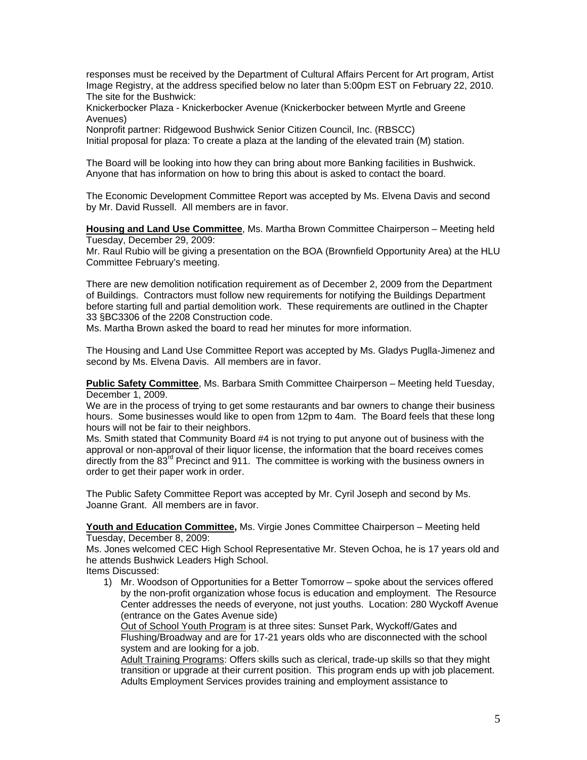responses must be received by the Department of Cultural Affairs Percent for Art program, Artist Image Registry, at the address specified below no later than 5:00pm EST on February 22, 2010. The site for the Bushwick:
Knickerbocker Plaza - Knickerbocker Avenue (Knickerbocker between Myrtle and Greene Avenues)
Nonprofit partner: Ridgewood Bushwick Senior Citizen Council, Inc. (RBSCC)
Initial proposal for plaza: To create a plaza at the landing of the elevated train (M) station.

The Board will be looking into how they can bring about more Banking facilities in Bushwick. Anyone that has information on how to bring this about is asked to contact the board.

The Economic Development Committee Report was accepted by Ms. Elvena Davis and second by Mr. David Russell. All members are in favor.

**Housing and Land Use Committee**, Ms. Martha Brown Committee Chairperson – Meeting held Tuesday, December 29, 2009:
Mr. Raul Rubio will be giving a presentation on the BOA (Brownfield Opportunity Area) at the HLU Committee February's meeting.

There are new demolition notification requirement as of December 2, 2009 from the Department of Buildings. Contractors must follow new requirements for notifying the Buildings Department before starting full and partial demolition work. These requirements are outlined in the Chapter 33 §BC3306 of the 2208 Construction code.
Ms. Martha Brown asked the board to read her minutes for more information.

The Housing and Land Use Committee Report was accepted by Ms. Gladys Puglla-Jimenez and second by Ms. Elvena Davis. All members are in favor.

**Public Safety Committee**, Ms. Barbara Smith Committee Chairperson – Meeting held Tuesday, December 1, 2009.
We are in the process of trying to get some restaurants and bar owners to change their business hours. Some businesses would like to open from 12pm to 4am. The Board feels that these long hours will not be fair to their neighbors.
Ms. Smith stated that Community Board #4 is not trying to put anyone out of business with the approval or non-approval of their liquor license, the information that the board receives comes directly from the 83rd Precinct and 911. The committee is working with the business owners in order to get their paper work in order.

The Public Safety Committee Report was accepted by Mr. Cyril Joseph and second by Ms. Joanne Grant. All members are in favor.

**Youth and Education Committee,** Ms. Virgie Jones Committee Chairperson – Meeting held Tuesday, December 8, 2009:
Ms. Jones welcomed CEC High School Representative Mr. Steven Ochoa, he is 17 years old and he attends Bushwick Leaders High School.
Items Discussed:

1) Mr. Woodson of Opportunities for a Better Tomorrow – spoke about the services offered by the non-profit organization whose focus is education and employment. The Resource Center addresses the needs of everyone, not just youths. Location: 280 Wyckoff Avenue (entrance on the Gates Avenue side)
   Out of School Youth Program is at three sites: Sunset Park, Wyckoff/Gates and Flushing/Broadway and are for 17-21 years olds who are disconnected with the school system and are looking for a job.
   Adult Training Programs: Offers skills such as clerical, trade-up skills so that they might transition or upgrade at their current position. This program ends up with job placement. Adults Employment Services provides training and employment assistance to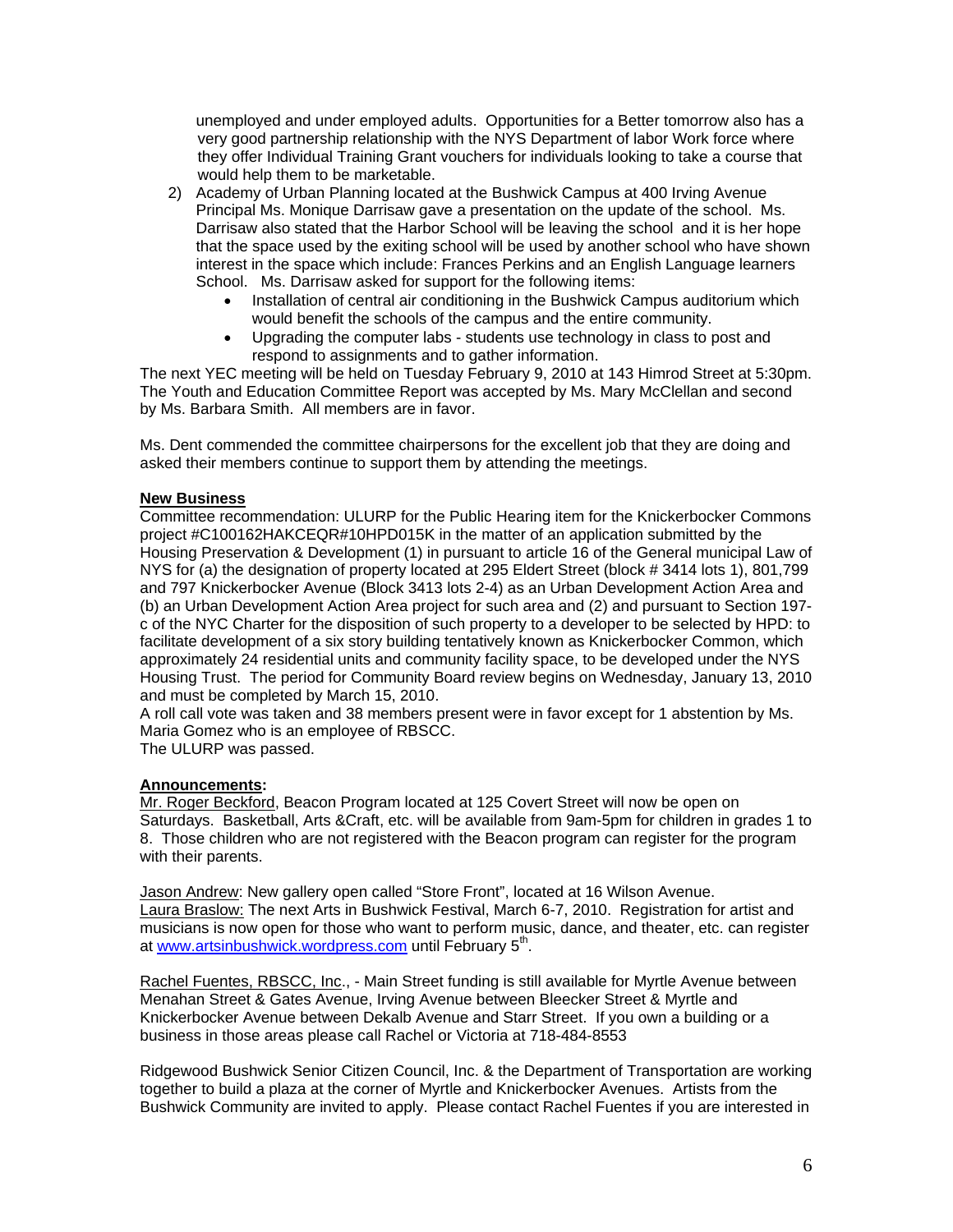unemployed and under employed adults. Opportunities for a Better tomorrow also has a very good partnership relationship with the NYS Department of labor Work force where they offer Individual Training Grant vouchers for individuals looking to take a course that would help them to be marketable.

2) Academy of Urban Planning located at the Bushwick Campus at 400 Irving Avenue Principal Ms. Monique Darrisaw gave a presentation on the update of the school. Ms. Darrisaw also stated that the Harbor School will be leaving the school and it is her hope that the space used by the exiting school will be used by another school who have shown interest in the space which include: Frances Perkins and an English Language learners School. Ms. Darrisaw asked for support for the following items:
   - Installation of central air conditioning in the Bushwick Campus auditorium which would benefit the schools of the campus and the entire community.
   - Upgrading the computer labs - students use technology in class to post and respond to assignments and to gather information.

The next YEC meeting will be held on Tuesday February 9, 2010 at 143 Himrod Street at 5:30pm. The Youth and Education Committee Report was accepted by Ms. Mary McClellan and second by Ms. Barbara Smith. All members are in favor.

Ms. Dent commended the committee chairpersons for the excellent job that they are doing and asked their members continue to support them by attending the meetings.

**New Business**

Committee recommendation: ULURP for the Public Hearing item for the Knickerbocker Commons project #C100162HAKCEQR#10HPD015K in the matter of an application submitted by the Housing Preservation & Development (1) in pursuant to article 16 of the General municipal Law of NYS for (a) the designation of property located at 295 Eldert Street (block # 3414 lots 1), 801,799 and 797 Knickerbocker Avenue (Block 3413 lots 2-4) as an Urban Development Action Area and (b) an Urban Development Action Area project for such area and (2) and pursuant to Section 197-c of the NYC Charter for the disposition of such property to a developer to be selected by HPD: to facilitate development of a six story building tentatively known as Knickerbocker Common, which approximately 24 residential units and community facility space, to be developed under the NYS Housing Trust. The period for Community Board review begins on Wednesday, January 13, 2010 and must be completed by March 15, 2010.
A roll call vote was taken and 38 members present were in favor except for 1 abstention by Ms. Maria Gomez who is an employee of RBSCC.
The ULURP was passed.

**Announcements:**

Mr. Roger Beckford, Beacon Program located at 125 Covert Street will now be open on Saturdays. Basketball, Arts &Craft, etc. will be available from 9am-5pm for children in grades 1 to 8. Those children who are not registered with the Beacon program can register for the program with their parents.

Jason Andrew: New gallery open called "Store Front", located at 16 Wilson Avenue.
Laura Braslow: The next Arts in Bushwick Festival, March 6-7, 2010. Registration for artist and musicians is now open for those who want to perform music, dance, and theater, etc. can register at www.artsinbushwick.wordpress.com until February 5th.

Rachel Fuentes, RBSCC, Inc., - Main Street funding is still available for Myrtle Avenue between Menahan Street & Gates Avenue, Irving Avenue between Bleecker Street & Myrtle and Knickerbocker Avenue between Dekalb Avenue and Starr Street. If you own a building or a business in those areas please call Rachel or Victoria at 718-484-8553

Ridgewood Bushwick Senior Citizen Council, Inc. & the Department of Transportation are working together to build a plaza at the corner of Myrtle and Knickerbocker Avenues. Artists from the Bushwick Community are invited to apply. Please contact Rachel Fuentes if you are interested in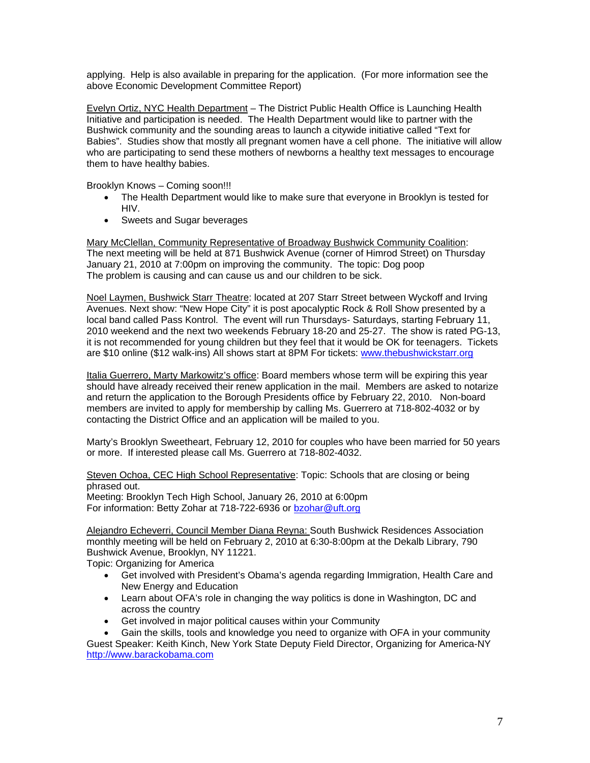applying. Help is also available in preparing for the application. (For more information see the above Economic Development Committee Report)

Evelyn Ortiz, NYC Health Department – The District Public Health Office is Launching Health Initiative and participation is needed. The Health Department would like to partner with the Bushwick community and the sounding areas to launch a citywide initiative called "Text for Babies". Studies show that mostly all pregnant women have a cell phone. The initiative will allow who are participating to send these mothers of newborns a healthy text messages to encourage them to have healthy babies.

Brooklyn Knows – Coming soon!!!

- The Health Department would like to make sure that everyone in Brooklyn is tested for HIV.
- Sweets and Sugar beverages

Mary McClellan, Community Representative of Broadway Bushwick Community Coalition: The next meeting will be held at 871 Bushwick Avenue (corner of Himrod Street) on Thursday January 21, 2010 at 7:00pm on improving the community. The topic: Dog poop
The problem is causing and can cause us and our children to be sick.

Noel Laymen, Bushwick Starr Theatre: located at 207 Starr Street between Wyckoff and Irving Avenues. Next show: "New Hope City" it is post apocalyptic Rock & Roll Show presented by a local band called Pass Kontrol. The event will run Thursdays- Saturdays, starting February 11, 2010 weekend and the next two weekends February 18-20 and 25-27. The show is rated PG-13, it is not recommended for young children but they feel that it would be OK for teenagers. Tickets are $10 online ($12 walk-ins) All shows start at 8PM For tickets: www.thebushwickstarr.org

Italia Guerrero, Marty Markowitz's office: Board members whose term will be expiring this year should have already received their renew application in the mail. Members are asked to notarize and return the application to the Borough Presidents office by February 22, 2010. Non-board members are invited to apply for membership by calling Ms. Guerrero at 718-802-4032 or by contacting the District Office and an application will be mailed to you.

Marty's Brooklyn Sweetheart, February 12, 2010 for couples who have been married for 50 years or more. If interested please call Ms. Guerrero at 718-802-4032.

Steven Ochoa, CEC High School Representative: Topic: Schools that are closing or being phrased out.
Meeting: Brooklyn Tech High School, January 26, 2010 at 6:00pm
For information: Betty Zohar at 718-722-6936 or bzohar@uft.org

Alejandro Echeverri, Council Member Diana Reyna: South Bushwick Residences Association monthly meeting will be held on February 2, 2010 at 6:30-8:00pm at the Dekalb Library, 790 Bushwick Avenue, Brooklyn, NY 11221.
Topic: Organizing for America

- Get involved with President's Obama's agenda regarding Immigration, Health Care and New Energy and Education
- Learn about OFA's role in changing the way politics is done in Washington, DC and across the country
- Get involved in major political causes within your Community
- Gain the skills, tools and knowledge you need to organize with OFA in your community

Guest Speaker: Keith Kinch, New York State Deputy Field Director, Organizing for America-NY
http://www.barackobama.com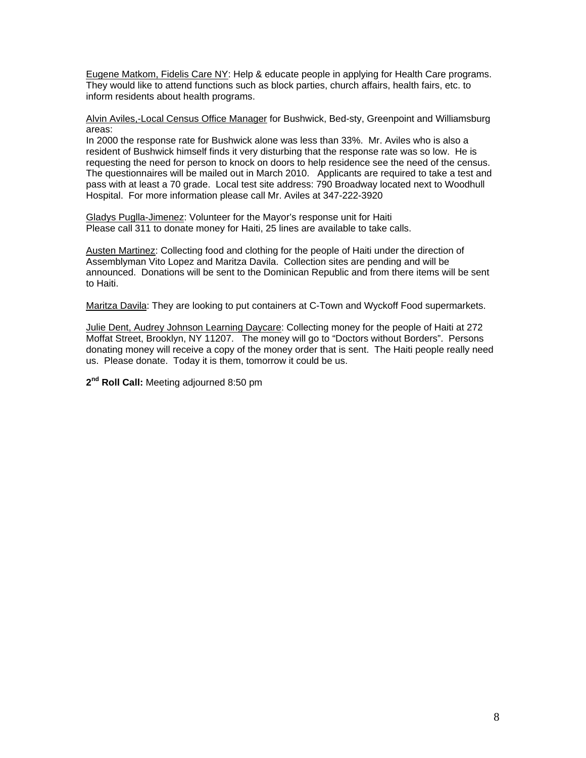Eugene Matkom, Fidelis Care NY: Help & educate people in applying for Health Care programs. They would like to attend functions such as block parties, church affairs, health fairs, etc. to inform residents about health programs.

Alvin Aviles,-Local Census Office Manager for Bushwick, Bed-sty, Greenpoint and Williamsburg areas:
In 2000 the response rate for Bushwick alone was less than 33%. Mr. Aviles who is also a resident of Bushwick himself finds it very disturbing that the response rate was so low. He is requesting the need for person to knock on doors to help residence see the need of the census. The questionnaires will be mailed out in March 2010. Applicants are required to take a test and pass with at least a 70 grade. Local test site address: 790 Broadway located next to Woodhull Hospital. For more information please call Mr. Aviles at 347-222-3920

Gladys Puglla-Jimenez: Volunteer for the Mayor's response unit for Haiti
Please call 311 to donate money for Haiti, 25 lines are available to take calls.

Austen Martinez: Collecting food and clothing for the people of Haiti under the direction of Assemblyman Vito Lopez and Maritza Davila. Collection sites are pending and will be announced. Donations will be sent to the Dominican Republic and from there items will be sent to Haiti.

Maritza Davila: They are looking to put containers at C-Town and Wyckoff Food supermarkets.

Julie Dent, Audrey Johnson Learning Daycare: Collecting money for the people of Haiti at 272 Moffat Street, Brooklyn, NY 11207. The money will go to "Doctors without Borders". Persons donating money will receive a copy of the money order that is sent. The Haiti people really need us. Please donate. Today it is them, tomorrow it could be us.

**2nd Roll Call:** Meeting adjourned 8:50 pm